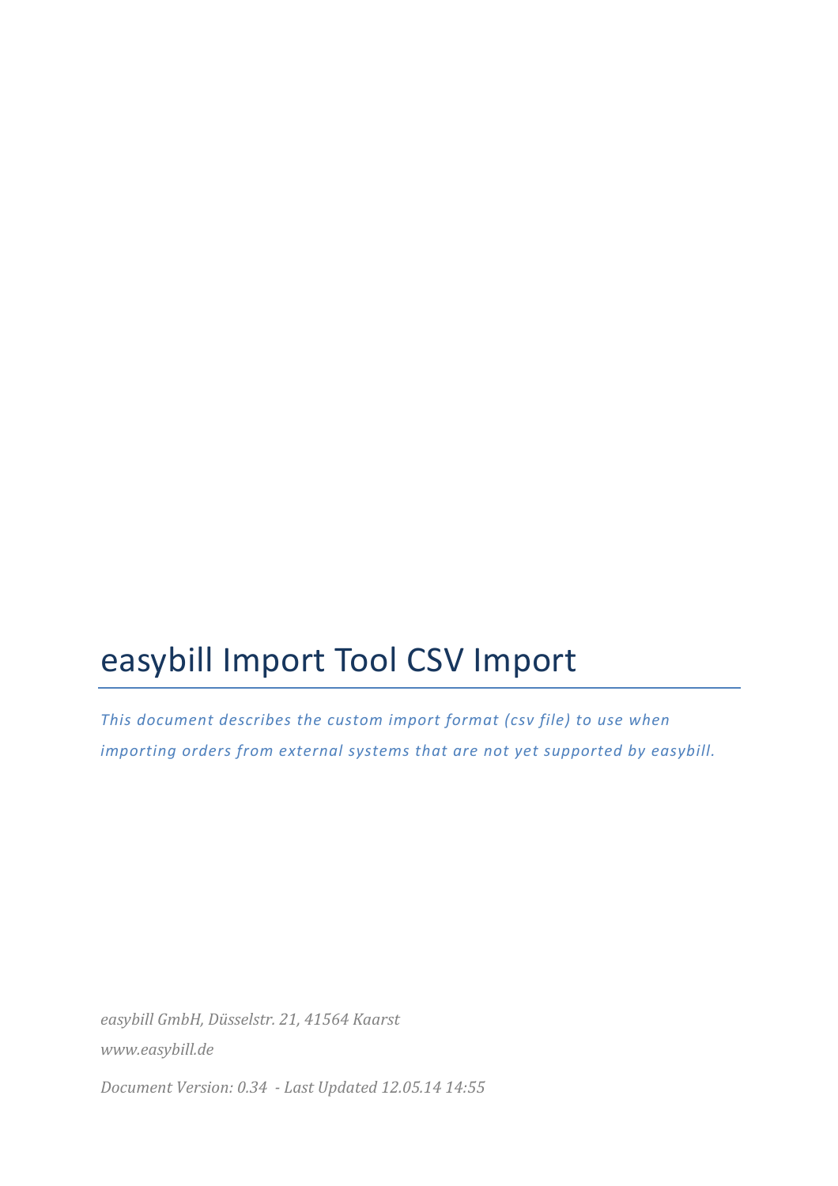# easybill Import Tool CSV Import

*This document describes the custom import format (csv file) to use when importing orders from external systems that are not yet supported by easybill.*

*easybill GmbH, Düsselstr. 21, 41564 Kaarst*

*www.easybill.de*

*Document Version: 0.34 - Last Updated 12.05.14 14:55*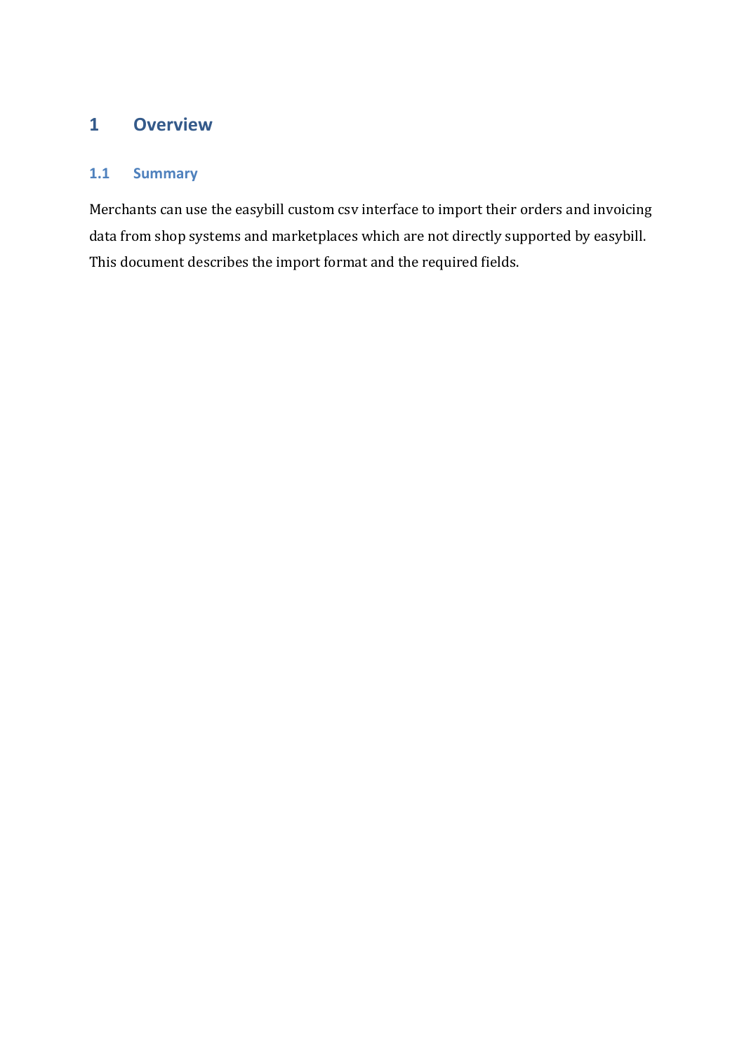# 1 Overview

## 1.1 Summary

Merchants can use the easybill custom csv interface to import their orders and invoicing data from shop systems and marketplaces which are not directly supported by easybill. This document describes the import format and the required fields.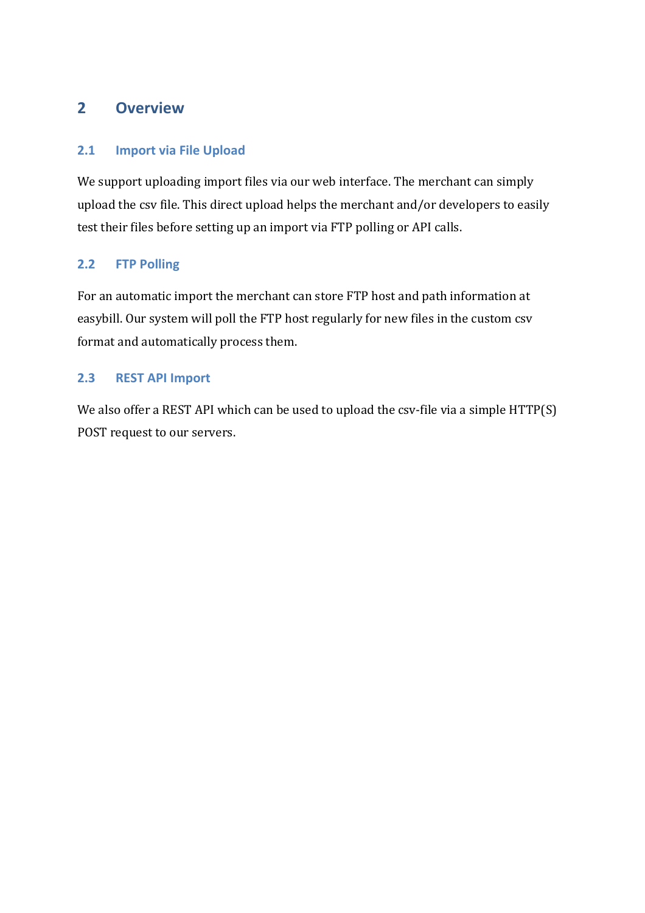# 2 Overview

## 2.1 Import via File Upload

We support uploading import files via our web interface. The merchant can simply upload the csv file. This direct upload helps the merchant and/or developers to easily test their files before setting up an import via FTP polling or API calls.

## 2.2 FTP Polling

For an automatic import the merchant can store FTP host and path information at easybill. Our system will poll the FTP host regularly for new files in the custom csv format and automatically process them.

## 2.3 REST API Import

We also offer a REST API which can be used to upload the csv-file via a simple HTTP(S) POST request to our servers.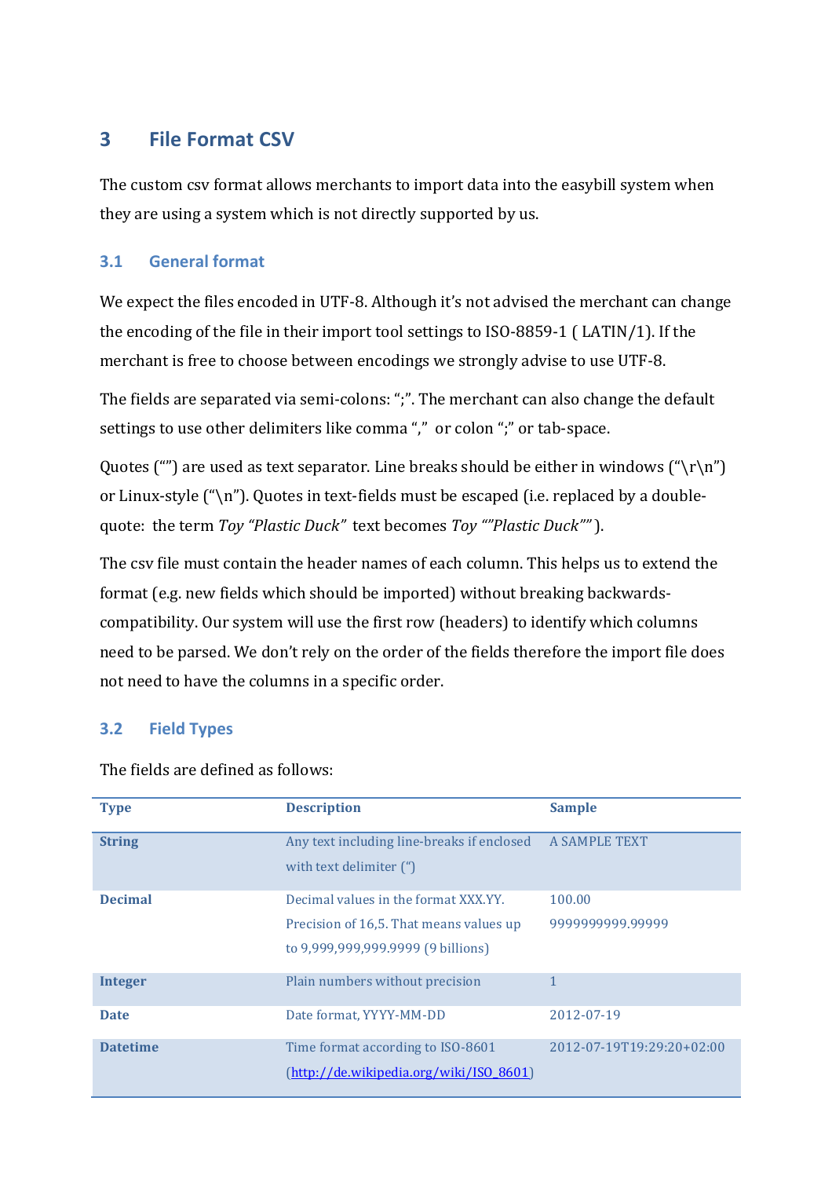## 3 File Format CSV

The custom csv format allows merchants to import data into the easybill system when they are using a system which is not directly supported by us.

### 3.1 General format

We expect the files encoded in UTF-8. Although it's not advised the merchant can change the encoding of the file in their import tool settings to ISO-8859-1 ( LATIN/1). If the merchant is free to choose between encodings we strongly advise to use UTF-8.

The fields are separated via semi-colons: ";". The merchant can also change the default settings to use other delimiters like comma ","  or colon ";" or tab-space.

Quotes ("") are used as text separator. Line breaks should be either in windows ("\r\n") or Linux-style ("\n"). Quotes in text-fields must be escaped (i.e. replaced by a double-quote:  the term *Toy "Plastic Duck"* text becomes *Toy ""Plastic Duck""* ).

The csv file must contain the header names of each column. This helps us to extend the format (e.g. new fields which should be imported) without breaking backwards-compatibility. Our system will use the first row (headers) to identify which columns need to be parsed. We don't rely on the order of the fields therefore the import file does not need to have the columns in a specific order.

### 3.2 Field Types

The fields are defined as follows:

| Type | Description | Sample |
|---|---|---|
| **String** | Any text including line-breaks if enclosed with text delimiter (") | A SAMPLE TEXT |
| **Decimal** | Decimal values in the format XXX.YY. Precision of 16,5. That means values up to 9,999,999,999.9999 (9 billions) | 100.00<br>9999999999.99999 |
| **Integer** | Plain numbers without precision | 1 |
| **Date** | Date format, YYYY-MM-DD | 2012-07-19 |
| **Datetime** | Time format according to ISO-8601 (http://de.wikipedia.org/wiki/ISO_8601) | 2012-07-19T19:29:20+02:00 |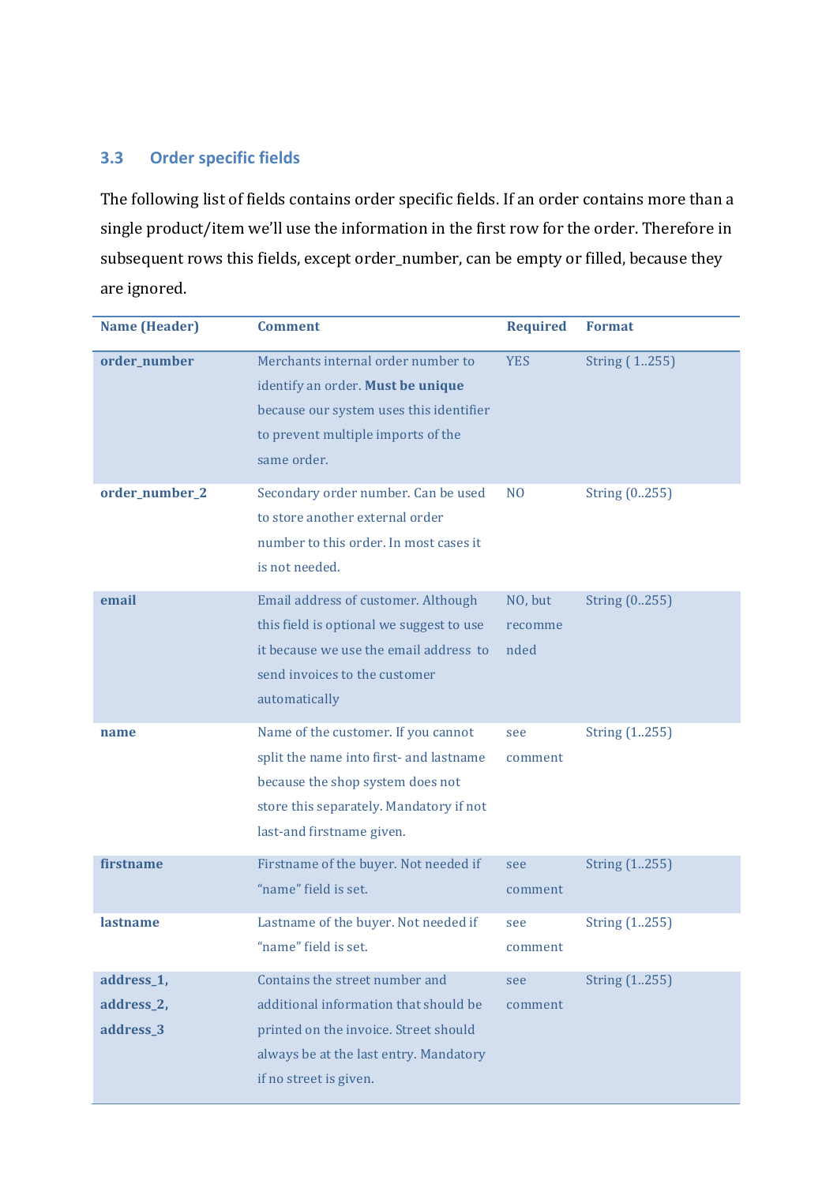### 3.3 Order specific fields

The following list of fields contains order specific fields. If an order contains more than a single product/item we'll use the information in the first row for the order. Therefore in subsequent rows this fields, except order_number, can be empty or filled, because they are ignored.

| Name (Header) | Comment | Required | Format |
|---|---|---|---|
| **order_number** | Merchants internal order number to identify an order. **Must be unique** because our system uses this identifier to prevent multiple imports of the same order. | YES | String ( 1..255) |
| **order_number_2** | Secondary order number. Can be used to store another external order number to this order. In most cases it is not needed. | NO | String (0..255) |
| **email** | Email address of customer. Although this field is optional we suggest to use it because we use the email address to send invoices to the customer automatically | NO, but recommended | String (0..255) |
| **name** | Name of the customer. If you cannot split the name into first- and lastname because the shop system does not store this separately. Mandatory if not last-and firstname given. | see comment | String (1..255) |
| **firstname** | Firstname of the buyer. Not needed if "name" field is set. | see comment | String (1..255) |
| **lastname** | Lastname of the buyer. Not needed if "name" field is set. | see comment | String (1..255) |
| **address_1, address_2, address_3** | Contains the street number and additional information that should be printed on the invoice. Street should always be at the last entry. Mandatory if no street is given. | see comment | String (1..255) |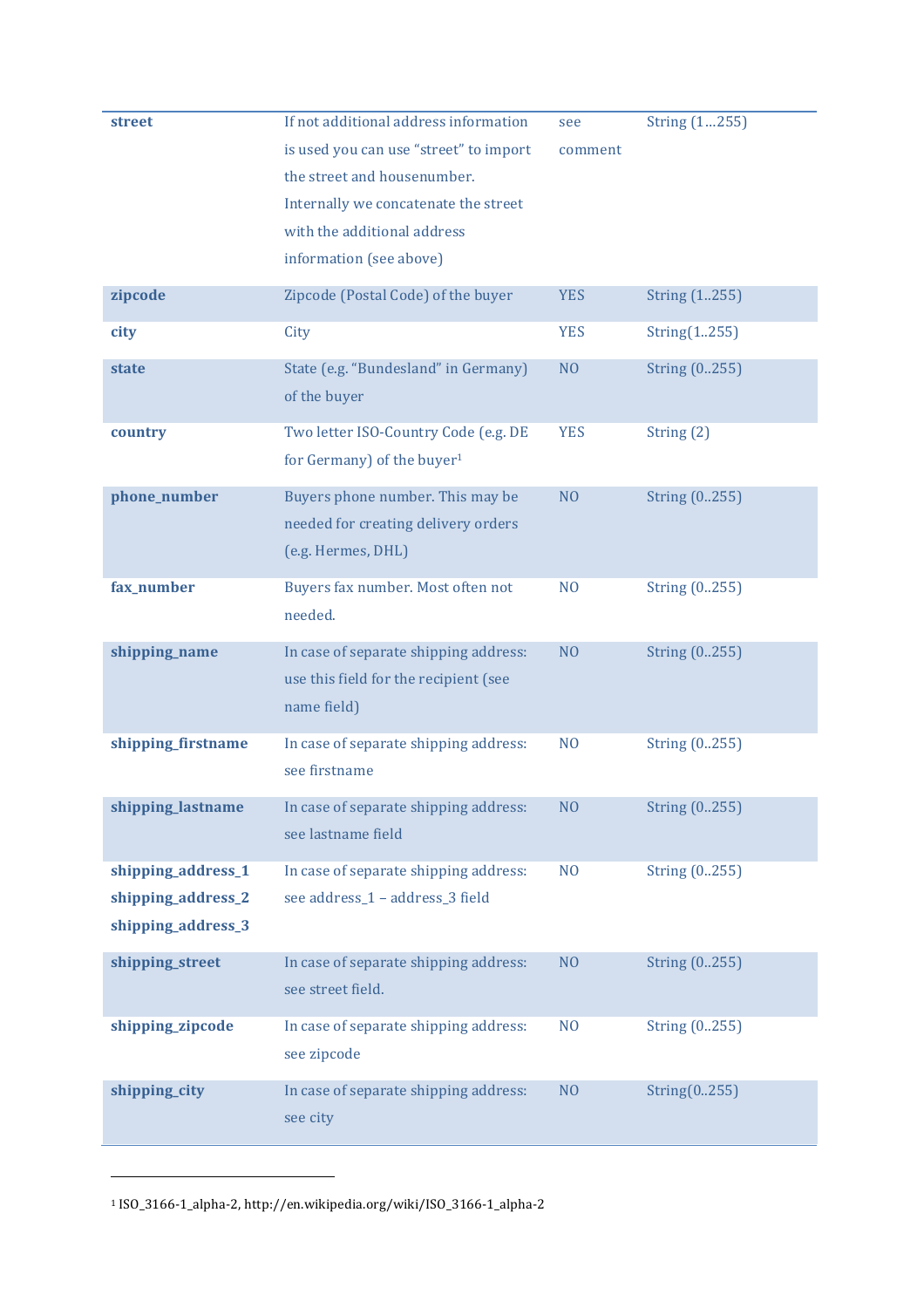| | | | |
|---|---|---|---|
| **street** | If not additional address information is used you can use “street” to import the street and housenumber. Internally we concatenate the street with the additional address information (see above) | see comment | String (1…255) |
| **zipcode** | Zipcode (Postal Code) of the buyer | YES | String (1..255) |
| **city** | City | YES | String(1..255) |
| **state** | State (e.g. “Bundesland” in Germany) of the buyer | NO | String (0..255) |
| **country** | Two letter ISO-Country Code (e.g. DE for Germany) of the buyer[1] | YES | String (2) |
| **phone_number** | Buyers phone number. This may be needed for creating delivery orders (e.g. Hermes, DHL) | NO | String (0..255) |
| **fax_number** | Buyers fax number. Most often not needed. | NO | String (0..255) |
| **shipping_name** | In case of separate shipping address: use this field for the recipient (see name field) | NO | String (0..255) |
| **shipping_firstname** | In case of separate shipping address: see firstname | NO | String (0..255) |
| **shipping_lastname** | In case of separate shipping address: see lastname field | NO | String (0..255) |
| **shipping_address_1** **shipping_address_2** **shipping_address_3** | In case of separate shipping address: see address_1 – address_3 field | NO | String (0..255) |
| **shipping_street** | In case of separate shipping address: see street field. | NO | String (0..255) |
| **shipping_zipcode** | In case of separate shipping address: see zipcode | NO | String (0..255) |
| **shipping_city** | In case of separate shipping address: see city | NO | String(0..255) |

[1] ISO_3166-1_alpha-2, http://en.wikipedia.org/wiki/ISO_3166-1_alpha-2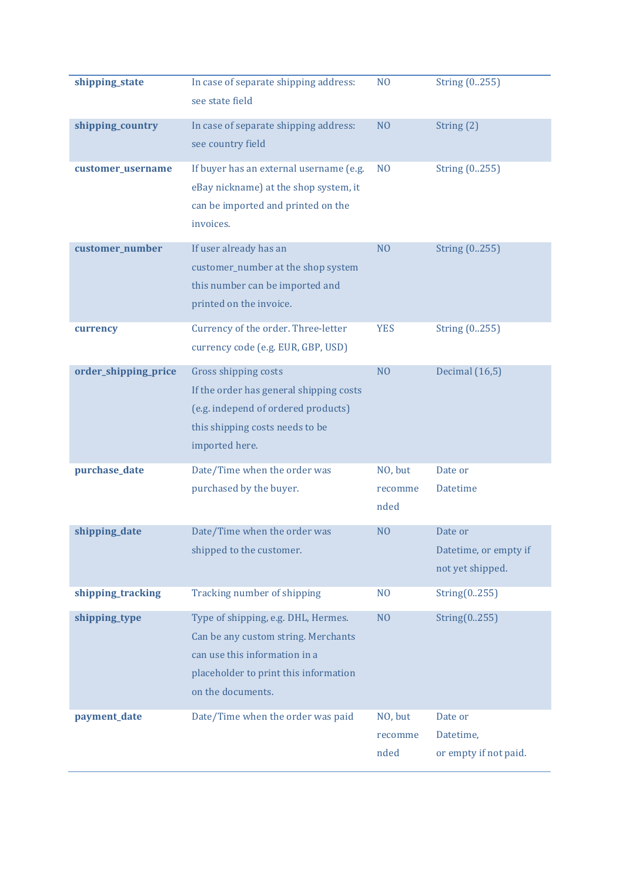| | | | |
|---|---|---|---|
| **shipping_state** | In case of separate shipping address: see state field | NO | String (0..255) |
| **shipping_country** | In case of separate shipping address: see country field | NO | String (2) |
| **customer_username** | If buyer has an external username (e.g. eBay nickname) at the shop system, it can be imported and printed on the invoices. | NO | String (0..255) |
| **customer_number** | If user already has an customer_number at the shop system this number can be imported and printed on the invoice. | NO | String (0..255) |
| **currency** | Currency of the order. Three-letter currency code (e.g. EUR, GBP, USD) | YES | String (0..255) |
| **order_shipping_price** | Gross shipping costs<br>If the order has general shipping costs (e.g. independ of ordered products) this shipping costs needs to be imported here. | NO | Decimal (16,5) |
| **purchase_date** | Date/Time when the order was purchased by the buyer. | NO, but recommended | Date or Datetime |
| **shipping_date** | Date/Time when the order was shipped to the customer. | NO | Date or Datetime, or empty if not yet shipped. |
| **shipping_tracking** | Tracking number of shipping | NO | String(0..255) |
| **shipping_type** | Type of shipping, e.g. DHL, Hermes. Can be any custom string. Merchants can use this information in a placeholder to print this information on the documents. | NO | String(0..255) |
| **payment_date** | Date/Time when the order was paid | NO, but recommended | Date or Datetime,<br>or empty if not paid. |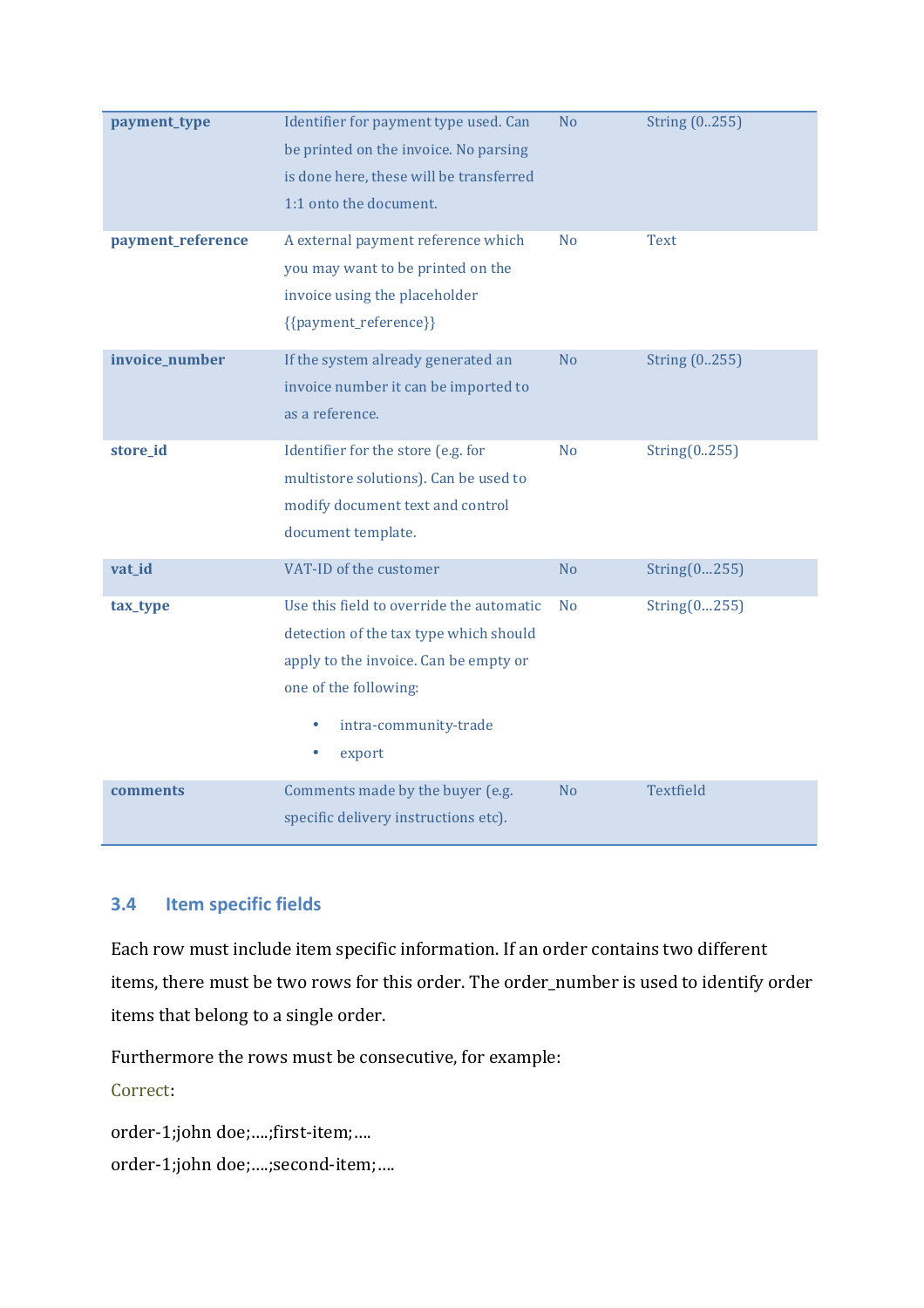| | | | |
|---|---|---|---|
| **payment_type** | Identifier for payment type used. Can be printed on the invoice. No parsing is done here, these will be transferred 1:1 onto the document. | No | String (0..255) |
| **payment_reference** | A external payment reference which you may want to be printed on the invoice using the placeholder {{payment_reference}} | No | Text |
| **invoice_number** | If the system already generated an invoice number it can be imported to as a reference. | No | String (0..255) |
| **store_id** | Identifier for the store (e.g. for multistore solutions). Can be used to modify document text and control document template. | No | String(0..255) |
| **vat_id** | VAT-ID of the customer | No | String(0...255) |
| **tax_type** | Use this field to override the automatic detection of the tax type which should apply to the invoice. Can be empty or one of the following: <br>• intra-community-trade <br>• export | No | String(0...255) |
| **comments** | Comments made by the buyer (e.g. specific delivery instructions etc). | No | Textfield |

## 3.4 Item specific fields

Each row must include item specific information. If an order contains two different items, there must be two rows for this order. The order_number is used to identify order items that belong to a single order.

Furthermore the rows must be consecutive, for example:

Correct:

order-1;john doe;….;first-item;….

order-1;john doe;….;second-item;….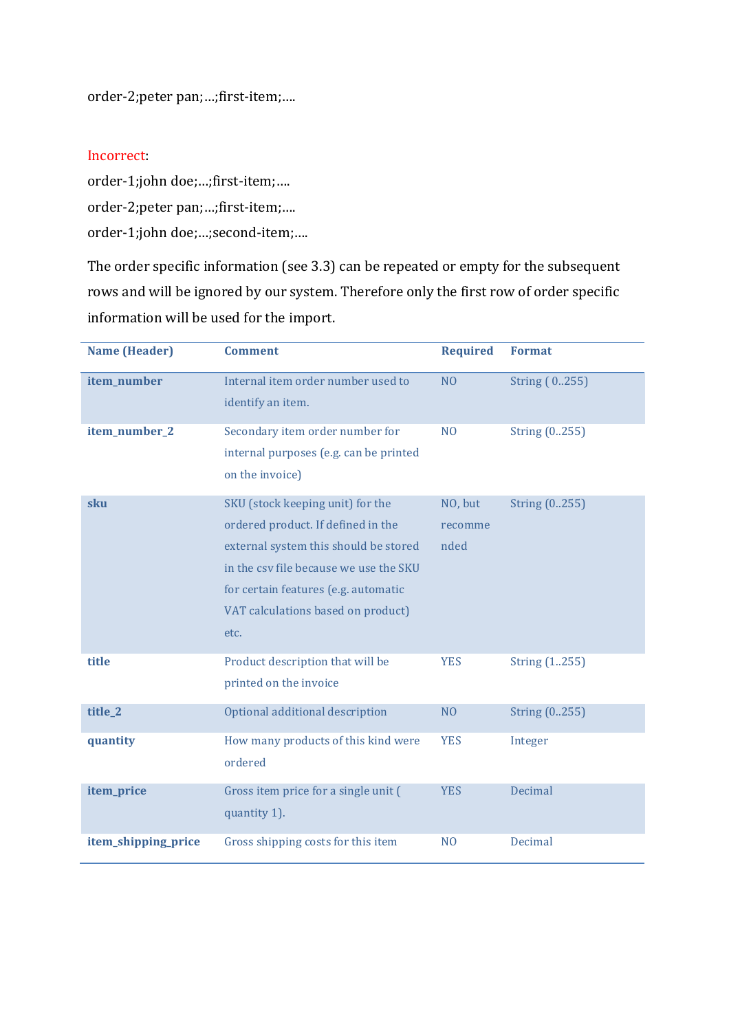order-2;peter pan;…;first-item;….

Incorrect:

order-1;john doe;…;first-item;….

order-2;peter pan;…;first-item;….

order-1;john doe;…;second-item;….

The order specific information (see 3.3) can be repeated or empty for the subsequent rows and will be ignored by our system. Therefore only the first row of order specific information will be used for the import.

| Name (Header) | Comment | Required | Format |
|---|---|---|---|
| **item_number** | Internal item order number used to identify an item. | NO | String ( 0..255) |
| **item_number_2** | Secondary item order number for internal purposes (e.g. can be printed on the invoice) | NO | String (0..255) |
| **sku** | SKU (stock keeping unit) for the ordered product. If defined in the external system this should be stored in the csv file because we use the SKU for certain features (e.g. automatic VAT calculations based on product) etc. | NO, but recommended | String (0..255) |
| **title** | Product description that will be printed on the invoice | YES | String (1..255) |
| **title_2** | Optional additional description | NO | String (0..255) |
| **quantity** | How many products of this kind were ordered | YES | Integer |
| **item_price** | Gross item price for a single unit ( quantity 1). | YES | Decimal |
| **item_shipping_price** | Gross shipping costs for this item | NO | Decimal |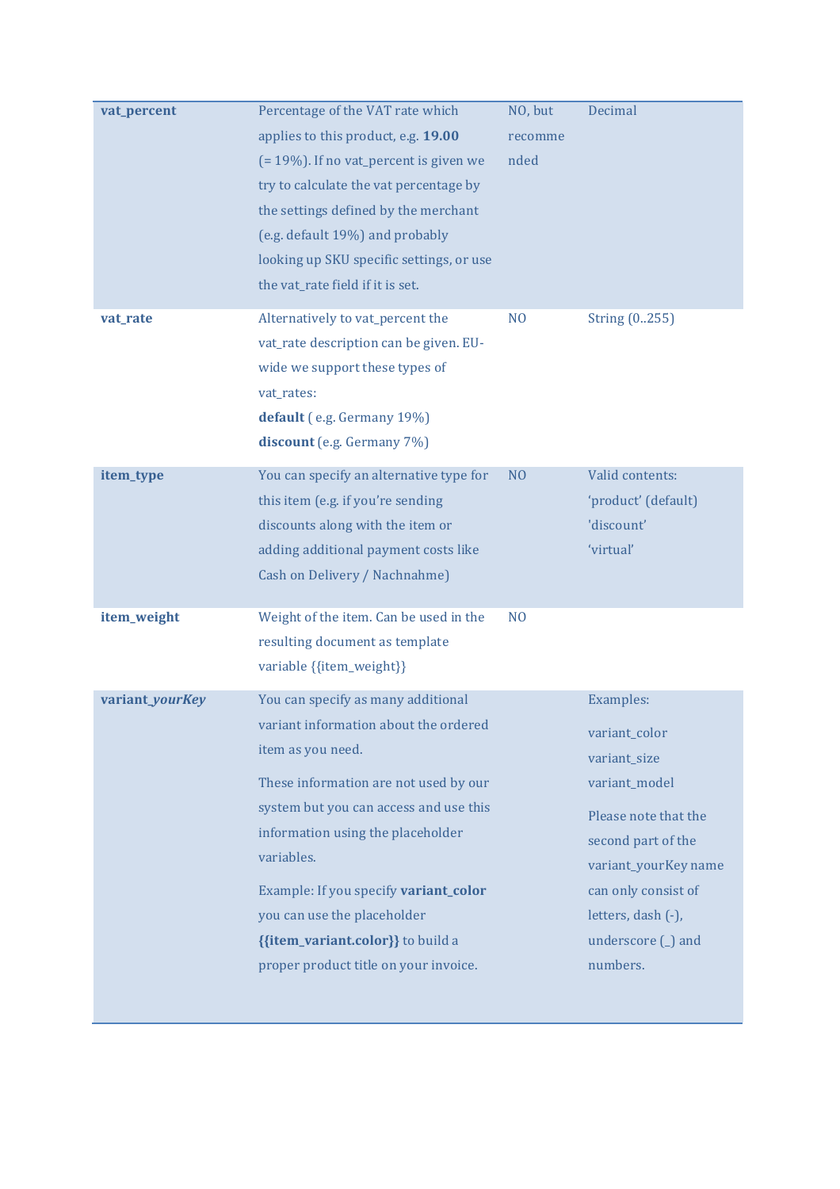| | | | |
|---|---|---|---|
| **vat_percent** | Percentage of the VAT rate which applies to this product, e.g. **19.00** (= 19%). If no vat_percent is given we try to calculate the vat percentage by the settings defined by the merchant (e.g. default 19%) and probably looking up SKU specific settings, or use the vat_rate field if it is set. | NO, but recommended | Decimal |
| **vat_rate** | Alternatively to vat_percent the vat_rate description can be given. EU-wide we support these types of vat_rates:<br>**default** ( e.g. Germany 19%)<br>**discount** (e.g. Germany 7%) | NO | String (0..255) |
| **item_type** | You can specify an alternative type for this item (e.g. if you're sending discounts along with the item or adding additional payment costs like Cash on Delivery / Nachnahme) | NO | Valid contents:<br>'product' (default)<br>'discount'<br>'virtual' |
| **item_weight** | Weight of the item. Can be used in the resulting document as template variable {{item_weight}} | NO | |
| **variant_*yourKey*** | You can specify as many additional variant information about the ordered item as you need.<br><br>These information are not used by our system but you can access and use this information using the placeholder variables.<br><br>Example: If you specify **variant_color** you can use the placeholder **{{item_variant.color}}** to build a proper product title on your invoice. | | Examples:<br><br>variant_color<br>variant_size<br>variant_model<br><br>Please note that the second part of the variant_yourKey name can only consist of letters, dash (-), underscore (_) and numbers. |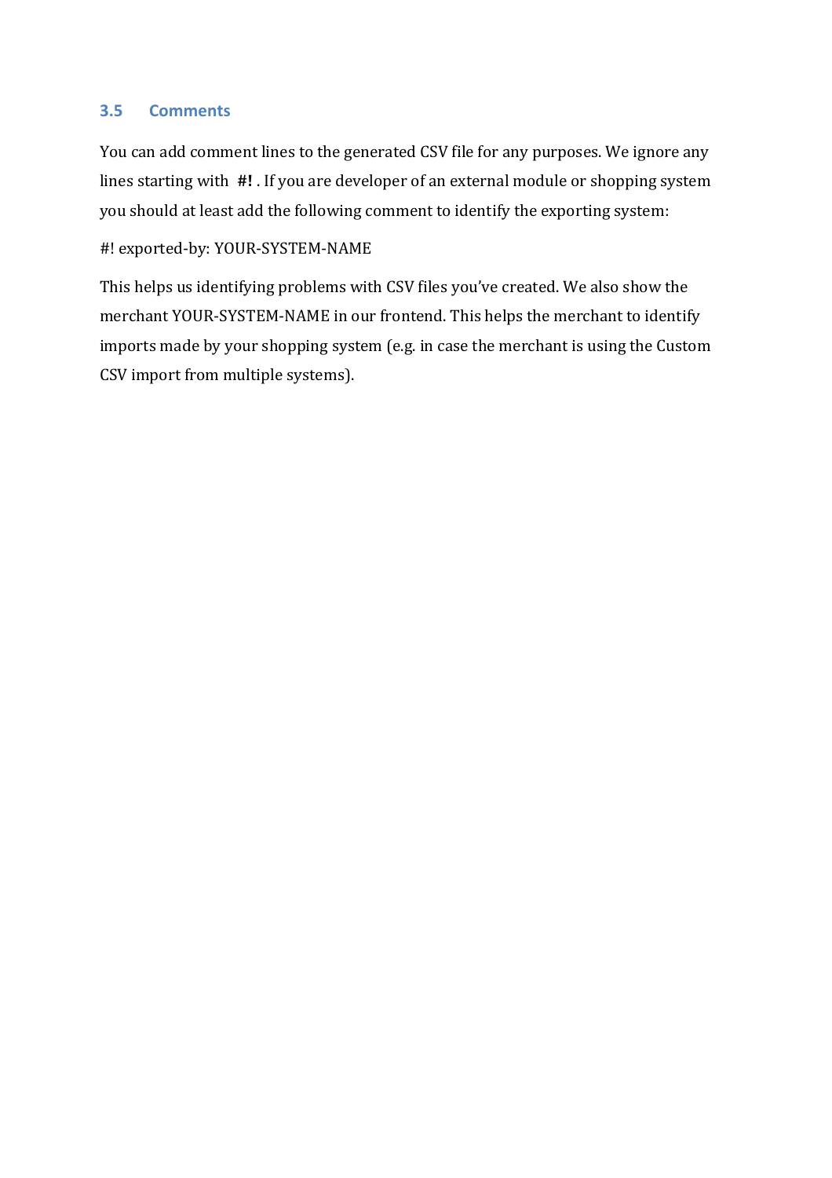### 3.5 Comments

You can add comment lines to the generated CSV file for any purposes. We ignore any lines starting with **#!** . If you are developer of an external module or shopping system you should at least add the following comment to identify the exporting system:

#! exported-by: YOUR-SYSTEM-NAME

This helps us identifying problems with CSV files you've created. We also show the merchant YOUR-SYSTEM-NAME in our frontend. This helps the merchant to identify imports made by your shopping system (e.g. in case the merchant is using the Custom CSV import from multiple systems).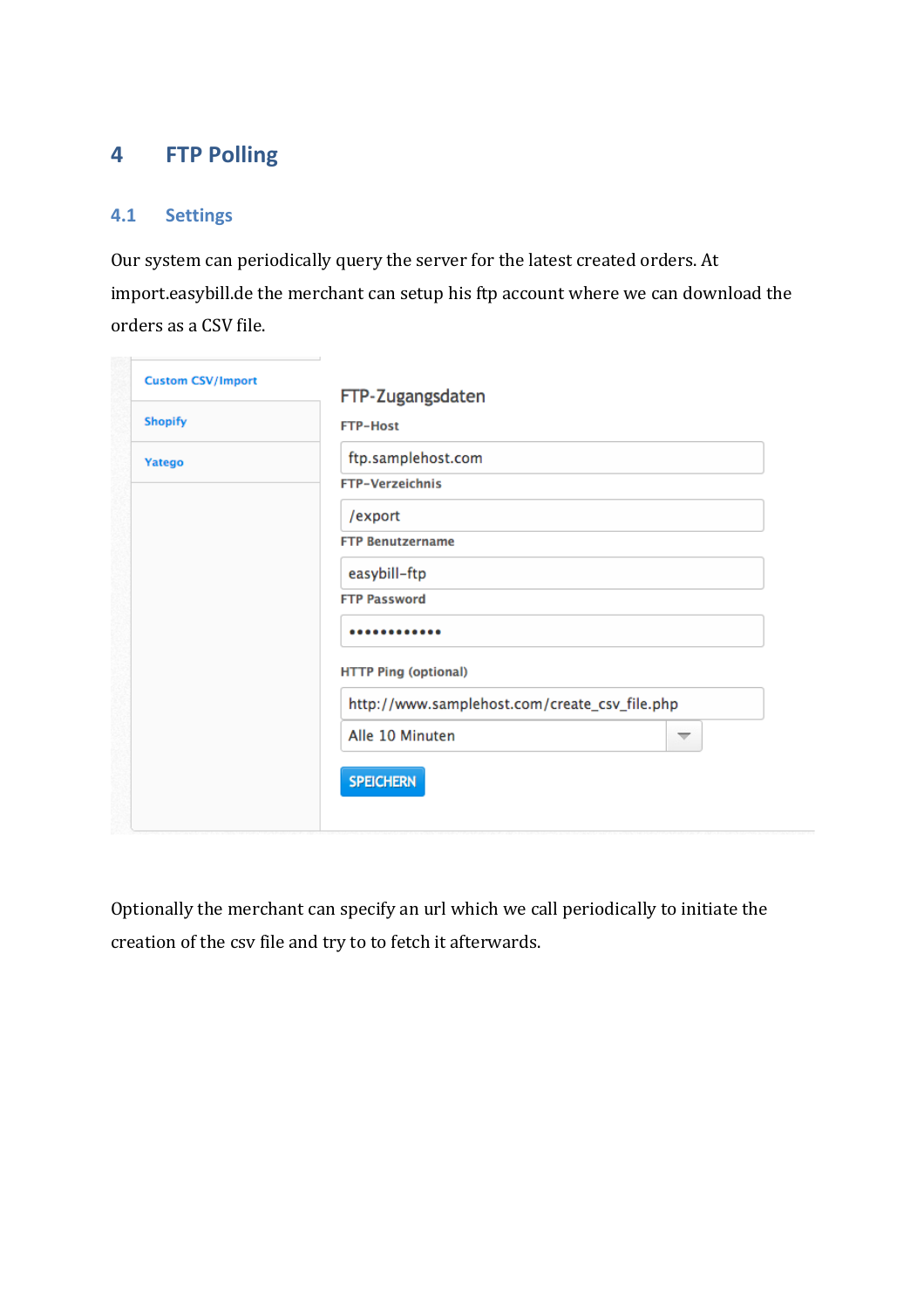# 4 FTP Polling

## 4.1 Settings

Our system can periodically query the server for the latest created orders. At import.easybill.de the merchant can setup his ftp account where we can download the orders as a CSV file.

Custom CSV/Import

Shopify

Yatego

FTP-Zugangsdaten

FTP-Host

ftp.samplehost.com

FTP-Verzeichnis

/export

FTP Benutzername

easybill-ftp

FTP Password

••••••••••••

HTTP Ping (optional)

http://www.samplehost.com/create_csv_file.php

Alle 10 Minuten

SPEICHERN

Optionally the merchant can specify an url which we call periodically to initiate the creation of the csv file and try to to fetch it afterwards.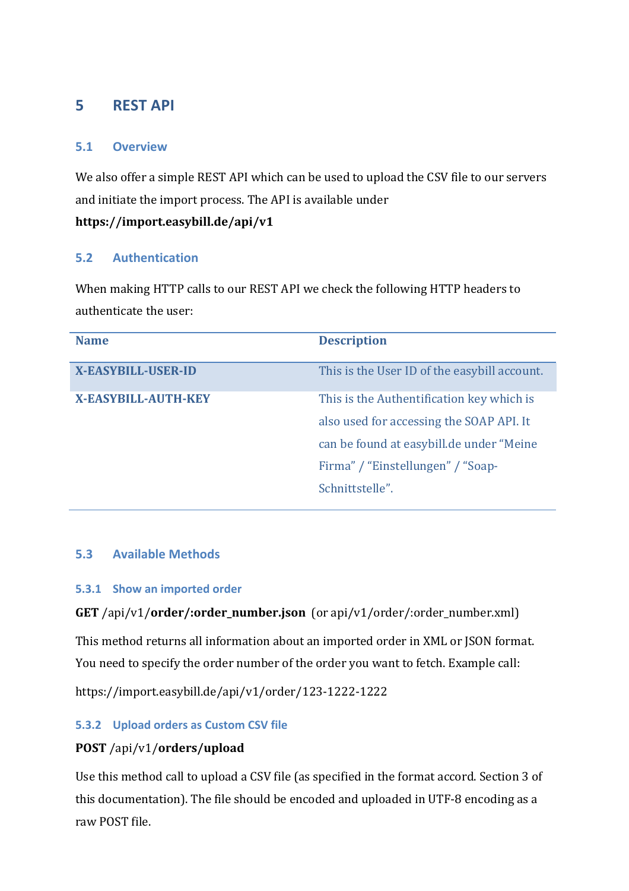# 5 REST API

## 5.1 Overview

We also offer a simple REST API which can be used to upload the CSV file to our servers and initiate the import process. The API is available under
**https://import.easybill.de/api/v1**

## 5.2 Authentication

When making HTTP calls to our REST API we check the following HTTP headers to authenticate the user:

| Name | Description |
|---|---|
| **X-EASYBILL-USER-ID** | This is the User ID of the easybill account. |
| **X-EASYBILL-AUTH-KEY** | This is the Authentification key which is also used for accessing the SOAP API. It can be found at easybill.de under "Meine Firma" / "Einstellungen" / "Soap-Schnittstelle". |

## 5.3 Available Methods

### 5.3.1 Show an imported order

**GET** /api/v1/**order/:order_number.json** (or api/v1/order/:order_number.xml)

This method returns all information about an imported order in XML or JSON format. You need to specify the order number of the order you want to fetch. Example call:

https://import.easybill.de/api/v1/order/123-1222-1222

### 5.3.2 Upload orders as Custom CSV file

**POST** /api/v1/**orders/upload**

Use this method call to upload a CSV file (as specified in the format accord. Section 3 of this documentation). The file should be encoded and uploaded in UTF-8 encoding as a raw POST file.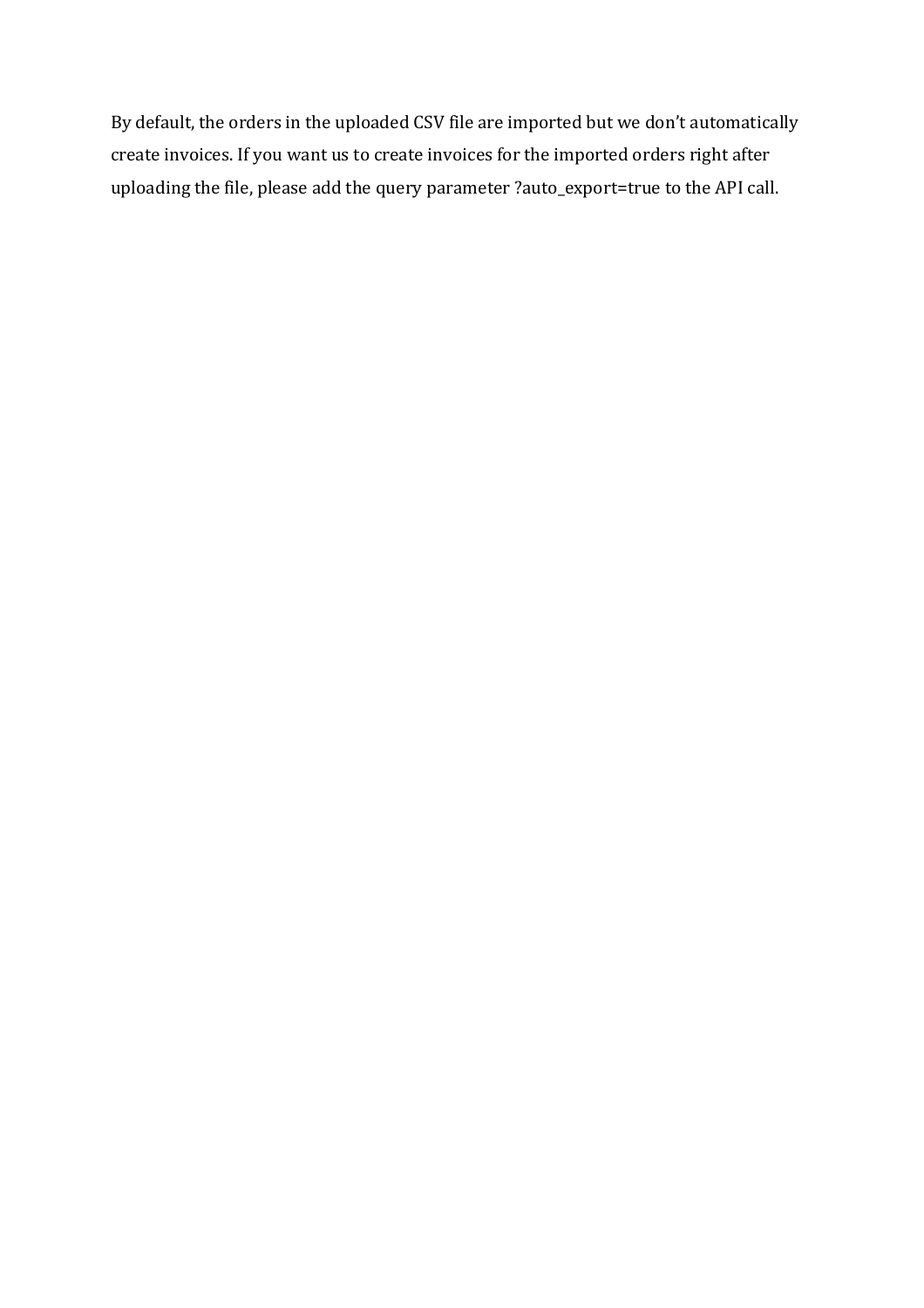By default, the orders in the uploaded CSV file are imported but we don’t automatically create invoices. If you want us to create invoices for the imported orders right after uploading the file, please add the query parameter ?auto_export=true to the API call.